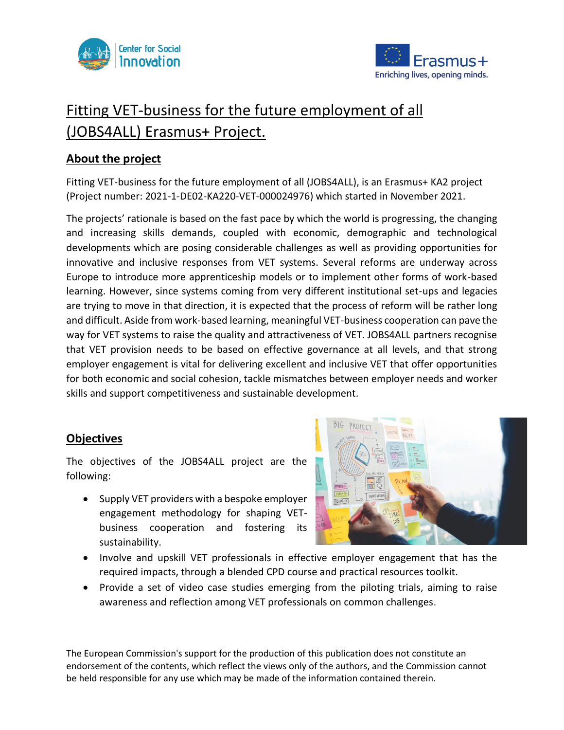# Fitting VET-business for the future employment of all (JOBS4ALL) Erasmus+ Project.

## About the project

Fitting VET-business for the future employment of all (JOBS4ALL), is an Erasmus+ KA2 project (Project number: 2021-1-DE02-KA220-VET-000024976) which started in November 2021.

The projects' rationale is based on the fast pace by which the world is progressing, the changing and increasing skills demands, coupled with economic, demographic and technological developments which are posing considerable challenges as well as providing opportunities for innovative and inclusive responses from VET systems. Several reforms are underway across Europe to introduce more apprenticeship models or to implement other forms of work-based learning. However, since systems coming from very different institutional set-ups and legacies are trying to move in that direction, it is expected that the process of reform will be rather long and difficult. Aside from work-based learning, meaningful VET-business cooperation can pave the way for VET systems to raise the quality and attractiveness of VET. JOBS4ALL partners recognise that VET provision needs to be based on effective governance at all levels, and that strong employer engagement is vital for delivering excellent and inclusive VET that offer opportunities for both economic and social cohesion, tackle mismatches between employer needs and worker skills and support competitiveness and sustainable development.

## Objectives

The objectives of the JOBS4ALL project are the following:

- Supply VET providers with a bespoke employer engagement methodology for shaping VET-business cooperation and fostering its sustainability.
- Involve and upskill VET professionals in effective employer engagement that has the required impacts, through a blended CPD course and practical resources toolkit.
- Provide a set of video case studies emerging from the piloting trials, aiming to raise awareness and reflection among VET professionals on common challenges.

The European Commission's support for the production of this publication does not constitute an endorsement of the contents, which reflect the views only of the authors, and the Commission cannot be held responsible for any use which may be made of the information contained therein.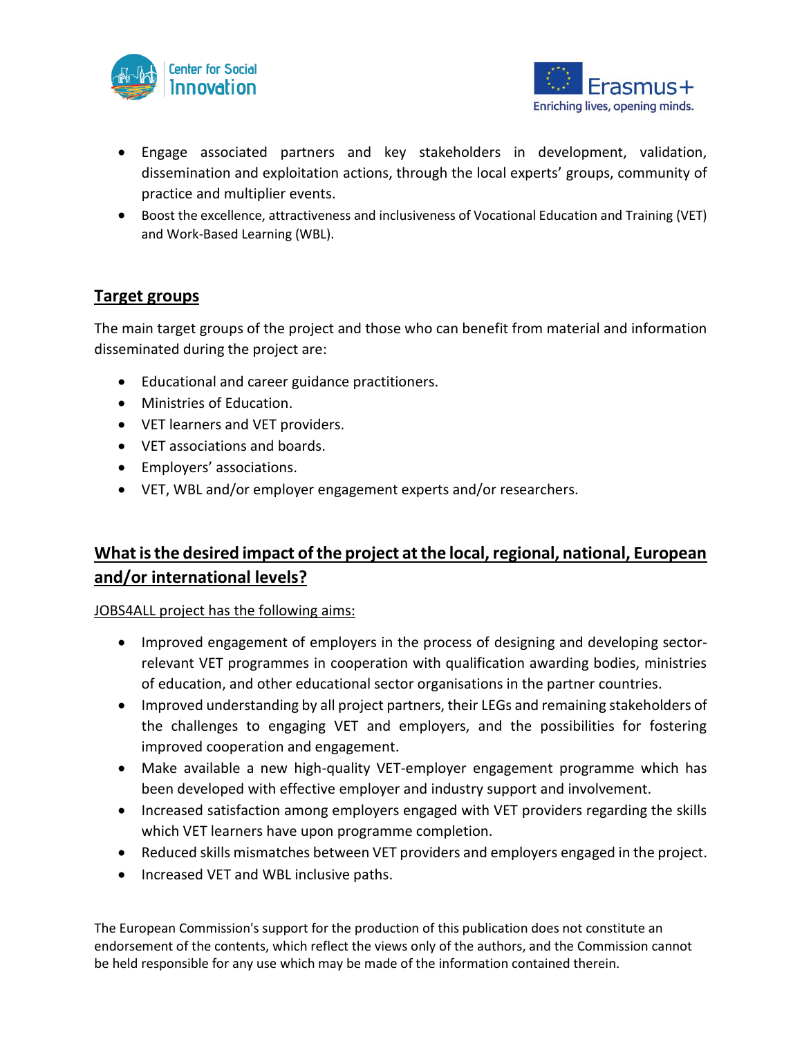- Engage associated partners and key stakeholders in development, validation, dissemination and exploitation actions, through the local experts' groups, community of practice and multiplier events.
- Boost the excellence, attractiveness and inclusiveness of Vocational Education and Training (VET) and Work-Based Learning (WBL).

## Target groups

The main target groups of the project and those who can benefit from material and information disseminated during the project are:

- Educational and career guidance practitioners.
- Ministries of Education.
- VET learners and VET providers.
- VET associations and boards.
- Employers' associations.
- VET, WBL and/or employer engagement experts and/or researchers.

## What is the desired impact of the project at the local, regional, national, European and/or international levels?

JOBS4ALL project has the following aims:

- Improved engagement of employers in the process of designing and developing sector-relevant VET programmes in cooperation with qualification awarding bodies, ministries of education, and other educational sector organisations in the partner countries.
- Improved understanding by all project partners, their LEGs and remaining stakeholders of the challenges to engaging VET and employers, and the possibilities for fostering improved cooperation and engagement.
- Make available a new high-quality VET-employer engagement programme which has been developed with effective employer and industry support and involvement.
- Increased satisfaction among employers engaged with VET providers regarding the skills which VET learners have upon programme completion.
- Reduced skills mismatches between VET providers and employers engaged in the project.
- Increased VET and WBL inclusive paths.

The European Commission's support for the production of this publication does not constitute an endorsement of the contents, which reflect the views only of the authors, and the Commission cannot be held responsible for any use which may be made of the information contained therein.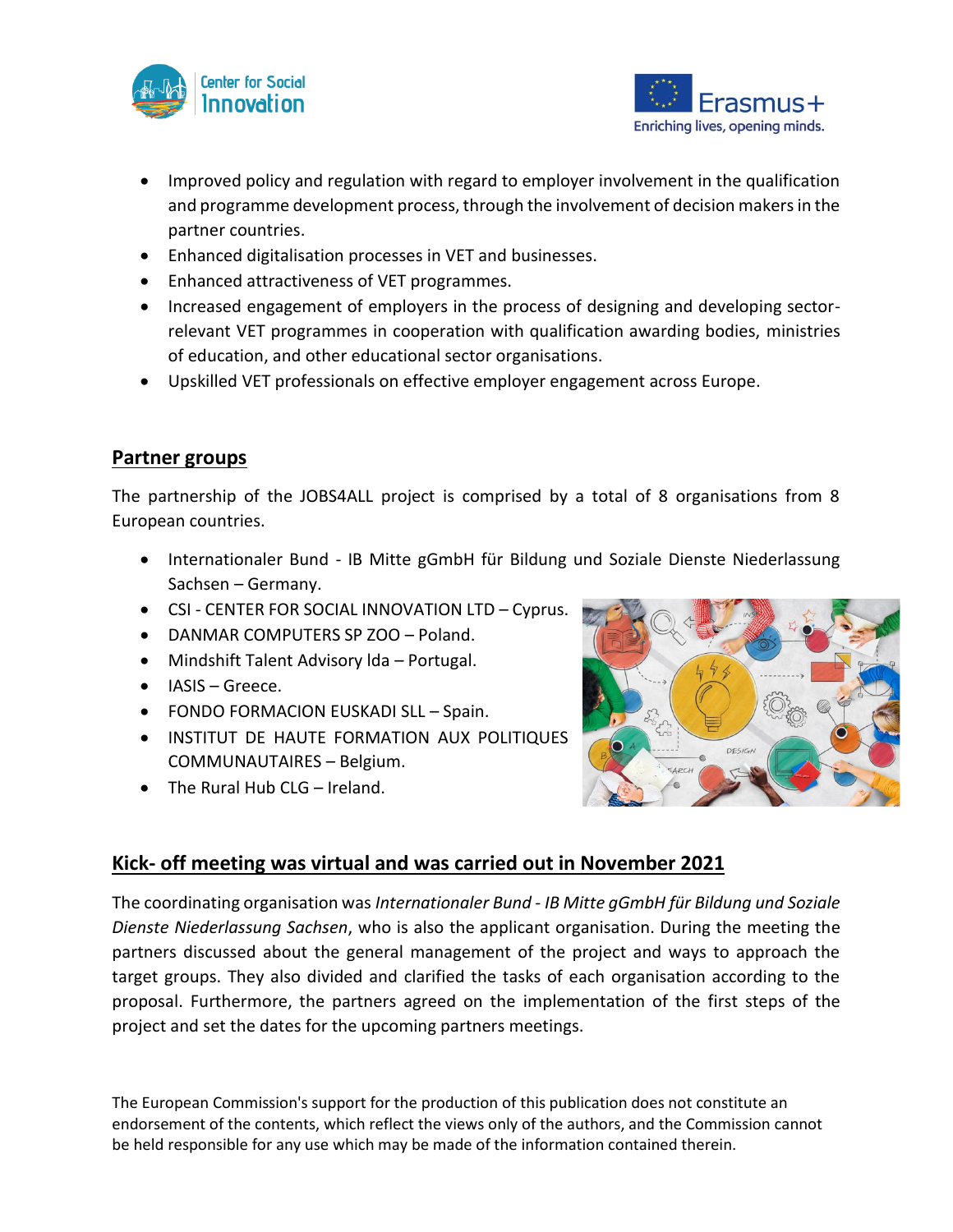- Improved policy and regulation with regard to employer involvement in the qualification and programme development process, through the involvement of decision makers in the partner countries.
- Enhanced digitalisation processes in VET and businesses.
- Enhanced attractiveness of VET programmes.
- Increased engagement of employers in the process of designing and developing sector-relevant VET programmes in cooperation with qualification awarding bodies, ministries of education, and other educational sector organisations.
- Upskilled VET professionals on effective employer engagement across Europe.

## Partner groups

The partnership of the JOBS4ALL project is comprised by a total of 8 organisations from 8 European countries.

- Internationaler Bund - IB Mitte gGmbH für Bildung und Soziale Dienste Niederlassung Sachsen – Germany.
- CSI - CENTER FOR SOCIAL INNOVATION LTD – Cyprus.
- DANMAR COMPUTERS SP ZOO – Poland.
- Mindshift Talent Advisory lda – Portugal.
- IASIS – Greece.
- FONDO FORMACION EUSKADI SLL – Spain.
- INSTITUT DE HAUTE FORMATION AUX POLITIQUES COMMUNAUTAIRES – Belgium.
- The Rural Hub CLG – Ireland.

## Kick- off meeting was virtual and was carried out in November 2021

The coordinating organisation was *Internationaler Bund - IB Mitte gGmbH für Bildung und Soziale Dienste Niederlassung Sachsen*, who is also the applicant organisation. During the meeting the partners discussed about the general management of the project and ways to approach the target groups. They also divided and clarified the tasks of each organisation according to the proposal. Furthermore, the partners agreed on the implementation of the first steps of the project and set the dates for the upcoming partners meetings.

The European Commission's support for the production of this publication does not constitute an endorsement of the contents, which reflect the views only of the authors, and the Commission cannot be held responsible for any use which may be made of the information contained therein.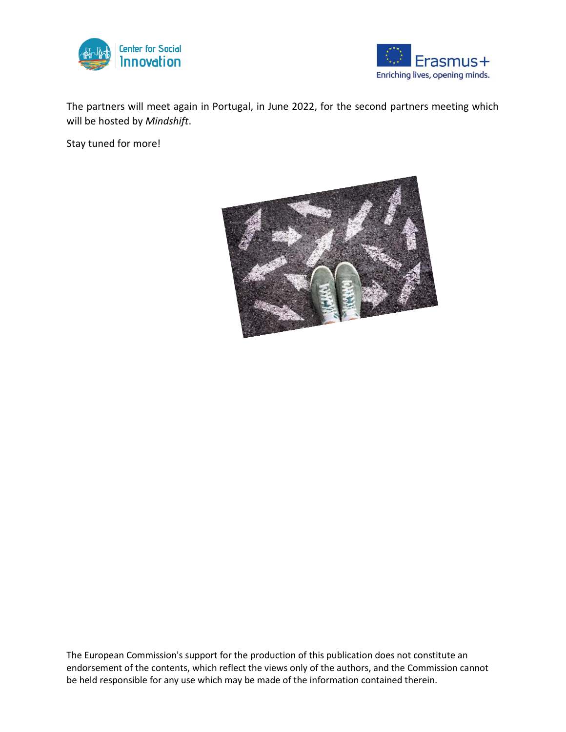The partners will meet again in Portugal, in June 2022, for the second partners meeting which will be hosted by *Mindshift*.

Stay tuned for more!

The European Commission's support for the production of this publication does not constitute an endorsement of the contents, which reflect the views only of the authors, and the Commission cannot be held responsible for any use which may be made of the information contained therein.